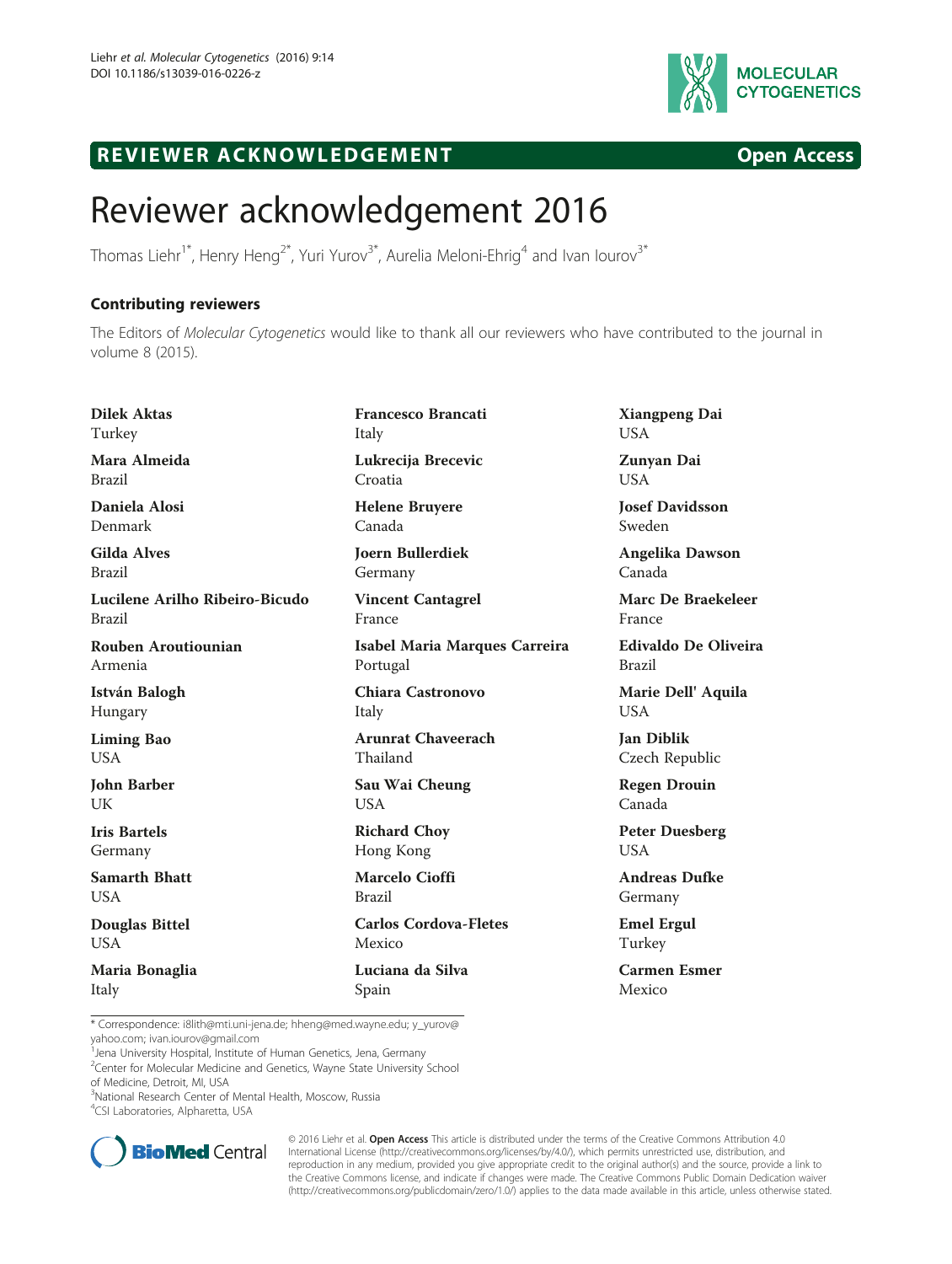# Reviewer acknowledgement 2016

Thomas Liehr[1*], Henry Heng[2*], Yuri Yurov[3*], Aurelia Meloni-Ehrig[4] and Ivan Iourov[3*]

## Contributing reviewers

The Editors of *Molecular Cytogenetics* would like to thank all our reviewers who have contributed to the journal in volume 8 (2015).

**Dilek Aktas**
Turkey

**Mara Almeida**
Brazil

**Daniela Alosi**
Denmark

**Gilda Alves**
Brazil

**Lucilene Arilho Ribeiro-Bicudo**
Brazil

**Rouben Aroutiounian**
Armenia

**István Balogh**
Hungary

**Liming Bao**
USA

**John Barber**
UK

**Iris Bartels**
Germany

**Samarth Bhatt**
USA

**Douglas Bittel**
USA

**Maria Bonaglia**
Italy

**Francesco Brancati**
Italy

**Lukrecija Brecevic**
Croatia

**Helene Bruyere**
Canada

**Joern Bullerdiek**
Germany

**Vincent Cantagrel**
France

**Isabel Maria Marques Carreira**
Portugal

**Chiara Castronovo**
Italy

**Arunrat Chaveerach**
Thailand

**Sau Wai Cheung**
USA

**Richard Choy**
Hong Kong

**Marcelo Cioffi**
Brazil

**Carlos Cordova-Fletes**
Mexico

**Luciana da Silva**
Spain

**Xiangpeng Dai**
USA

**Zunyan Dai**
USA

**Josef Davidsson**
Sweden

**Angelika Dawson**
Canada

**Marc De Braekeleer**
France

**Edivaldo De Oliveira**
Brazil

**Marie Dell' Aquila**
USA

**Jan Diblik**
Czech Republic

**Regen Drouin**
Canada

**Peter Duesberg**
USA

**Andreas Dufke**
Germany

**Emel Ergul**
Turkey

**Carmen Esmer**
Mexico

\* Correspondence: i8lith@mti.uni-jena.de; hheng@med.wayne.edu; y_yurov@yahoo.com; ivan.iourov@gmail.com

[1]Jena University Hospital, Institute of Human Genetics, Jena, Germany
[2]Center for Molecular Medicine and Genetics, Wayne State University School of Medicine, Detroit, MI, USA
[3]National Research Center of Mental Health, Moscow, Russia
[4]CSI Laboratories, Alpharetta, USA

© 2016 Liehr et al. **Open Access** This article is distributed under the terms of the Creative Commons Attribution 4.0 International License (http://creativecommons.org/licenses/by/4.0/), which permits unrestricted use, distribution, and reproduction in any medium, provided you give appropriate credit to the original author(s) and the source, provide a link to the Creative Commons license, and indicate if changes were made. The Creative Commons Public Domain Dedication waiver (http://creativecommons.org/publicdomain/zero/1.0/) applies to the data made available in this article, unless otherwise stated.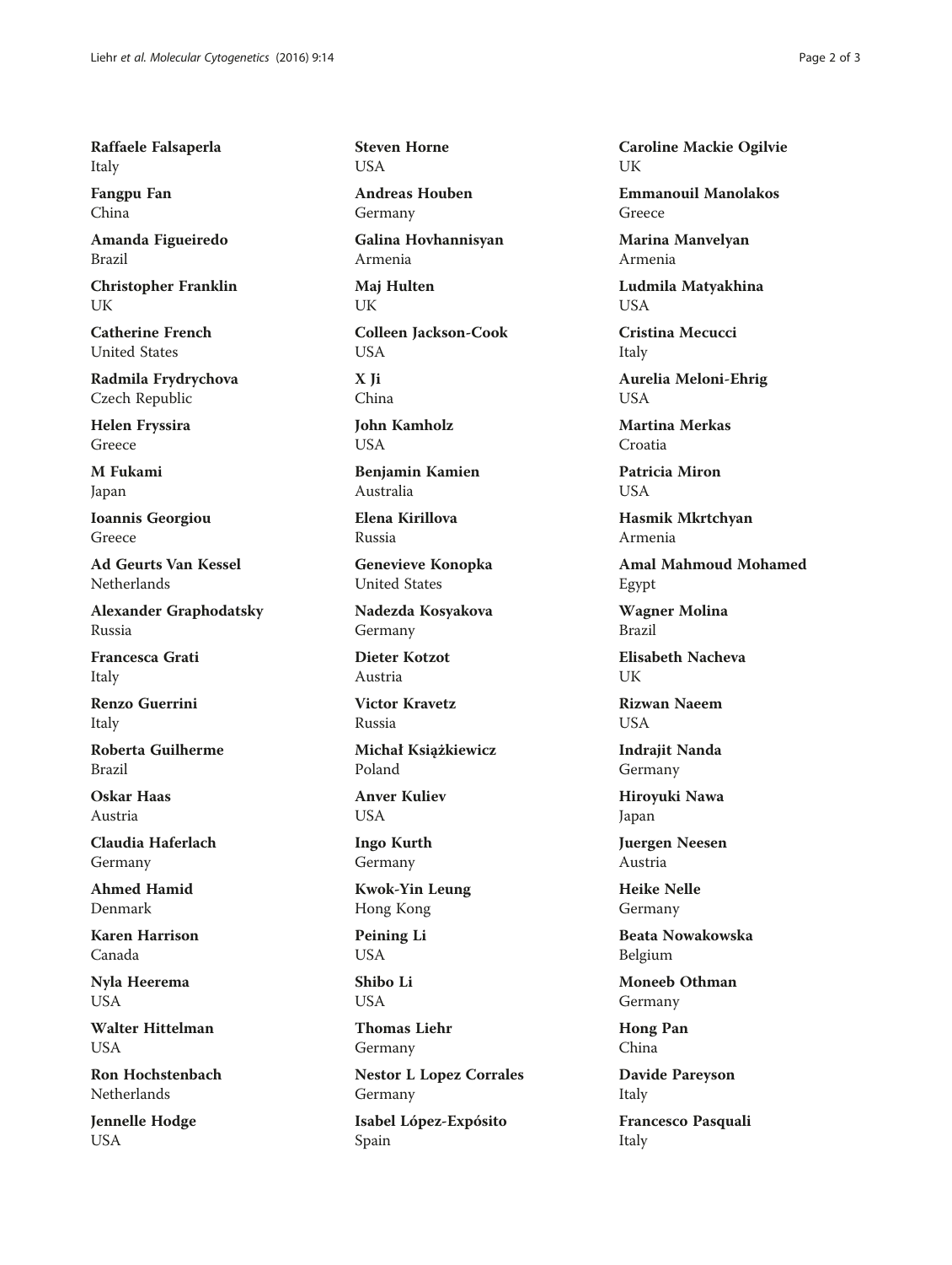**Raffaele Falsaperla**
Italy

**Fangpu Fan**
China

**Amanda Figueiredo**
Brazil

**Christopher Franklin**
UK

**Catherine French**
United States

**Radmila Frydrychova**
Czech Republic

**Helen Fryssira**
Greece

**M Fukami**
Japan

**Ioannis Georgiou**
Greece

**Ad Geurts Van Kessel**
Netherlands

**Alexander Graphodatsky**
Russia

**Francesca Grati**
Italy

**Renzo Guerrini**
Italy

**Roberta Guilherme**
Brazil

**Oskar Haas**
Austria

**Claudia Haferlach**
Germany

**Ahmed Hamid**
Denmark

**Karen Harrison**
Canada

**Nyla Heerema**
USA

**Walter Hittelman**
USA

**Ron Hochstenbach**
Netherlands

**Jennelle Hodge**
USA

**Steven Horne**
USA

**Andreas Houben**
Germany

**Galina Hovhannisyan**
Armenia

**Maj Hulten**
UK

**Colleen Jackson-Cook**
USA

**X Ji**
China

**John Kamholz**
USA

**Benjamin Kamien**
Australia

**Elena Kirillova**
Russia

**Genevieve Konopka**
United States

**Nadezda Kosyakova**
Germany

**Dieter Kotzot**
Austria

**Victor Kravetz**
Russia

**Michał Książkiewicz**
Poland

**Anver Kuliev**
USA

**Ingo Kurth**
Germany

**Kwok-Yin Leung**
Hong Kong

**Peining Li**
USA

**Shibo Li**
USA

**Thomas Liehr**
Germany

**Nestor L Lopez Corrales**
Germany

**Isabel López-Expósito**
Spain

**Caroline Mackie Ogilvie**
UK

**Emmanouil Manolakos**
Greece

**Marina Manvelyan**
Armenia

**Ludmila Matyakhina**
USA

**Cristina Mecucci**
Italy

**Aurelia Meloni-Ehrig**
USA

**Martina Merkas**
Croatia

**Patricia Miron**
USA

**Hasmik Mkrtchyan**
Armenia

**Amal Mahmoud Mohamed**
Egypt

**Wagner Molina**
Brazil

**Elisabeth Nacheva**
UK

**Rizwan Naeem**
USA

**Indrajit Nanda**
Germany

**Hiroyuki Nawa**
Japan

**Juergen Neesen**
Austria

**Heike Nelle**
Germany

**Beata Nowakowska**
Belgium

**Moneeb Othman**
Germany

**Hong Pan**
China

**Davide Pareyson**
Italy

**Francesco Pasquali**
Italy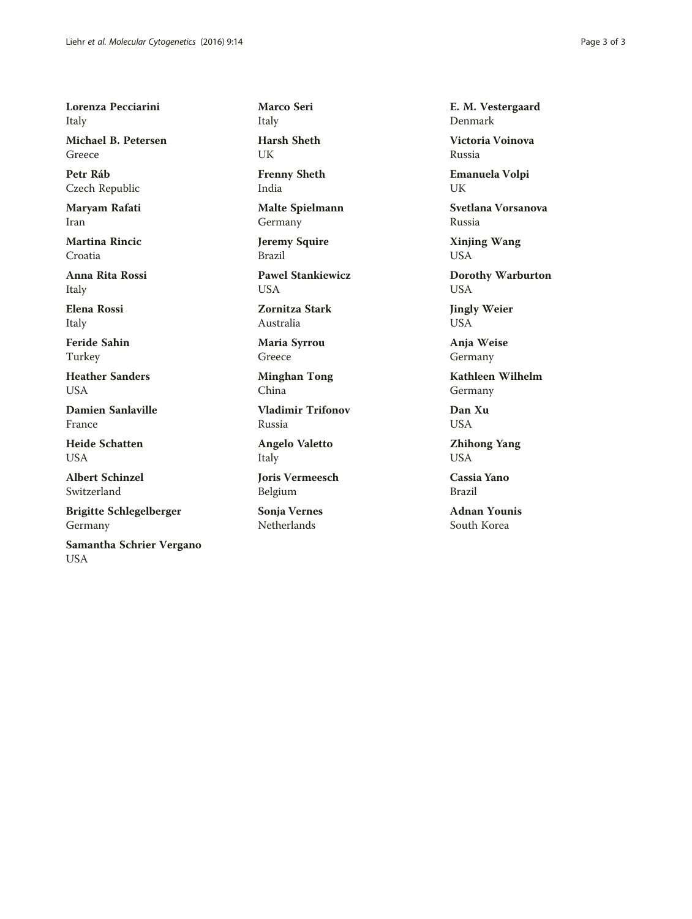**Lorenza Pecciarini**
Italy

**Michael B. Petersen**
Greece

**Petr Ráb**
Czech Republic

**Maryam Rafati**
Iran

**Martina Rincic**
Croatia

**Anna Rita Rossi**
Italy

**Elena Rossi**
Italy

**Feride Sahin**
Turkey

**Heather Sanders**
USA

**Damien Sanlaville**
France

**Heide Schatten**
USA

**Albert Schinzel**
Switzerland

**Brigitte Schlegelberger**
Germany

**Samantha Schrier Vergano**
USA

**Marco Seri**
Italy

**Harsh Sheth**
UK

**Frenny Sheth**
India

**Malte Spielmann**
Germany

**Jeremy Squire**
Brazil

**Pawel Stankiewicz**
USA

**Zornitza Stark**
Australia

**Maria Syrrou**
Greece

**Minghan Tong**
China

**Vladimir Trifonov**
Russia

**Angelo Valetto**
Italy

**Joris Vermeesch**
Belgium

**Sonja Vernes**
Netherlands

**E. M. Vestergaard**
Denmark

**Victoria Voinova**
Russia

**Emanuela Volpi**
UK

**Svetlana Vorsanova**
Russia

**Xinjing Wang**
USA

**Dorothy Warburton**
USA

**Jingly Weier**
USA

**Anja Weise**
Germany

**Kathleen Wilhelm**
Germany

**Dan Xu**
USA

**Zhihong Yang**
USA

**Cassia Yano**
Brazil

**Adnan Younis**
South Korea